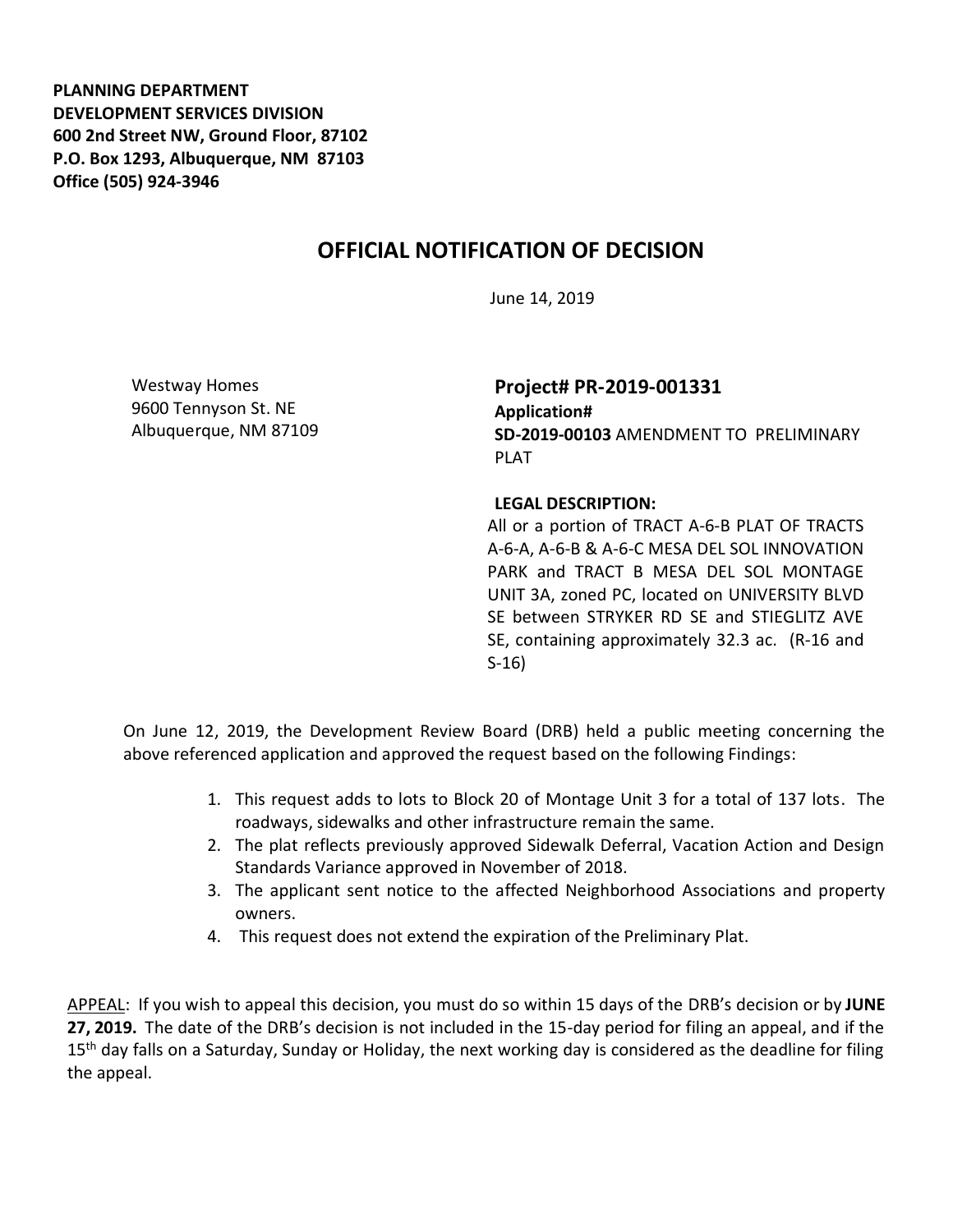**PLANNING DEPARTMENT**
**DEVELOPMENT SERVICES DIVISION**
**600 2nd Street NW, Ground Floor, 87102**
**P.O. Box 1293, Albuquerque, NM 87103**
**Office (505) 924-3946**

# OFFICIAL NOTIFICATION OF DECISION

June 14, 2019

Westway Homes
9600 Tennyson St. NE
Albuquerque, NM 87109

**Project# PR-2019-001331**
**Application#**
**SD-2019-00103** AMENDMENT TO PRELIMINARY PLAT

**LEGAL DESCRIPTION:**
All or a portion of TRACT A-6-B PLAT OF TRACTS A-6-A, A-6-B & A-6-C MESA DEL SOL INNOVATION PARK and TRACT B MESA DEL SOL MONTAGE UNIT 3A, zoned PC, located on UNIVERSITY BLVD SE between STRYKER RD SE and STIEGLITZ AVE SE, containing approximately 32.3 ac. (R-16 and S-16)

On June 12, 2019, the Development Review Board (DRB) held a public meeting concerning the above referenced application and approved the request based on the following Findings:

1. This request adds to lots to Block 20 of Montage Unit 3 for a total of 137 lots. The roadways, sidewalks and other infrastructure remain the same.
2. The plat reflects previously approved Sidewalk Deferral, Vacation Action and Design Standards Variance approved in November of 2018.
3. The applicant sent notice to the affected Neighborhood Associations and property owners.
4. This request does not extend the expiration of the Preliminary Plat.

APPEAL: If you wish to appeal this decision, you must do so within 15 days of the DRB's decision or by **JUNE 27, 2019.** The date of the DRB's decision is not included in the 15-day period for filing an appeal, and if the 15th day falls on a Saturday, Sunday or Holiday, the next working day is considered as the deadline for filing the appeal.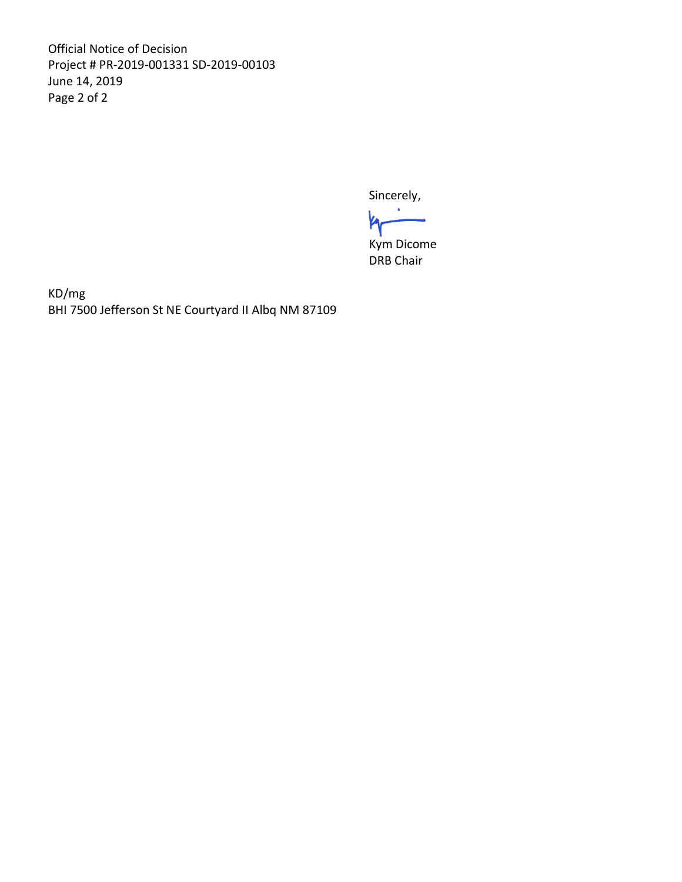Sincerely,

Kym Dicome
DRB Chair

KD/mg
BHI 7500 Jefferson St NE Courtyard II Albq NM 87109